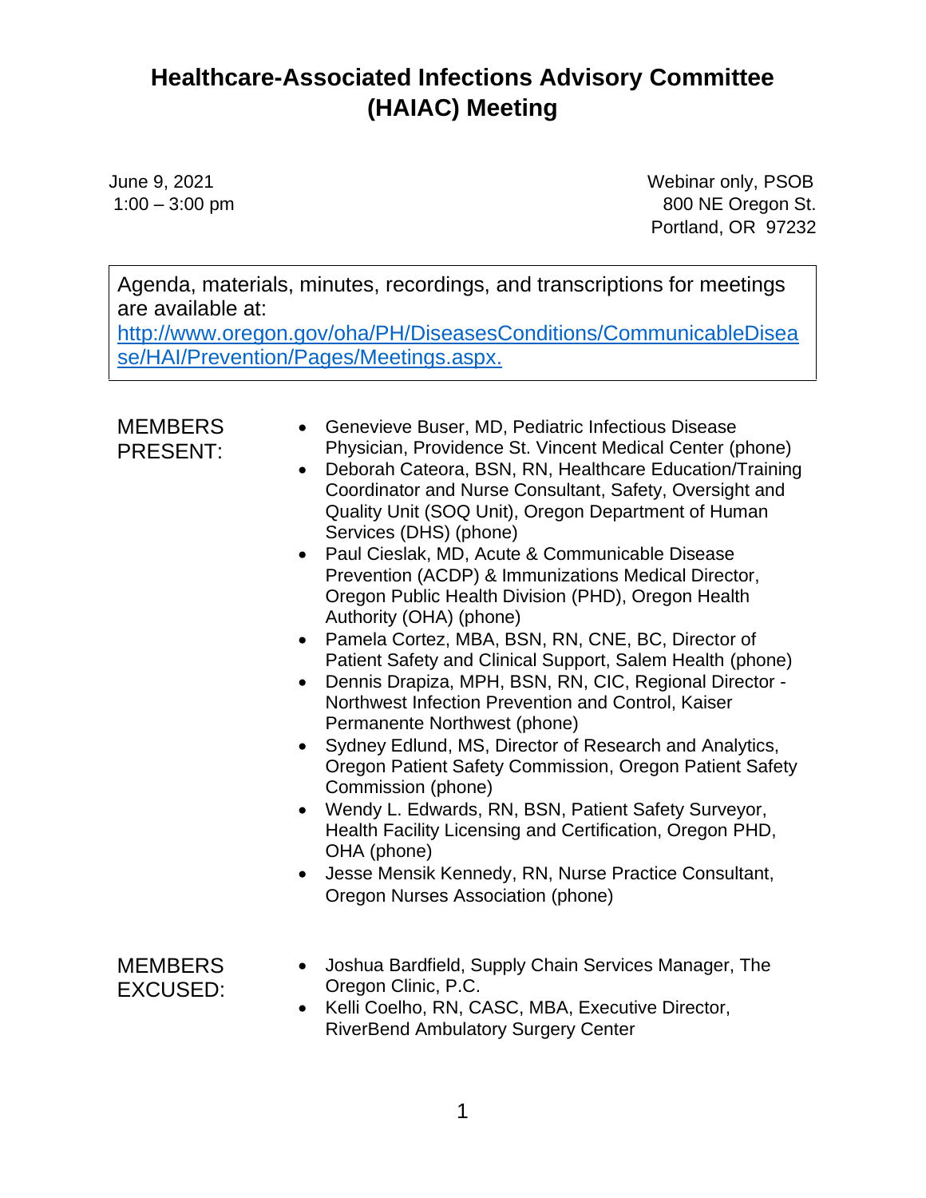# Healthcare-Associated Infections Advisory Committee (HAIAC) Meeting

June 9, 2021
1:00 – 3:00 pm

Webinar only, PSOB
800 NE Oregon St.
Portland, OR 97232

Agenda, materials, minutes, recordings, and transcriptions for meetings are available at: [http://www.oregon.gov/oha/PH/DiseasesConditions/CommunicableDisease/HAI/Prevention/Pages/Meetings.aspx.](http://www.oregon.gov/oha/PH/DiseasesConditions/CommunicableDisease/HAI/Prevention/Pages/Meetings.aspx)

MEMBERS PRESENT:

- Genevieve Buser, MD, Pediatric Infectious Disease Physician, Providence St. Vincent Medical Center (phone)
- Deborah Cateora, BSN, RN, Healthcare Education/Training Coordinator and Nurse Consultant, Safety, Oversight and Quality Unit (SOQ Unit), Oregon Department of Human Services (DHS) (phone)
- Paul Cieslak, MD, Acute & Communicable Disease Prevention (ACDP) & Immunizations Medical Director, Oregon Public Health Division (PHD), Oregon Health Authority (OHA) (phone)
- Pamela Cortez, MBA, BSN, RN, CNE, BC, Director of Patient Safety and Clinical Support, Salem Health (phone)
- Dennis Drapiza, MPH, BSN, RN, CIC, Regional Director - Northwest Infection Prevention and Control, Kaiser Permanente Northwest (phone)
- Sydney Edlund, MS, Director of Research and Analytics, Oregon Patient Safety Commission, Oregon Patient Safety Commission (phone)
- Wendy L. Edwards, RN, BSN, Patient Safety Surveyor, Health Facility Licensing and Certification, Oregon PHD, OHA (phone)
- Jesse Mensik Kennedy, RN, Nurse Practice Consultant, Oregon Nurses Association (phone)

MEMBERS EXCUSED:

- Joshua Bardfield, Supply Chain Services Manager, The Oregon Clinic, P.C.
- Kelli Coelho, RN, CASC, MBA, Executive Director, RiverBend Ambulatory Surgery Center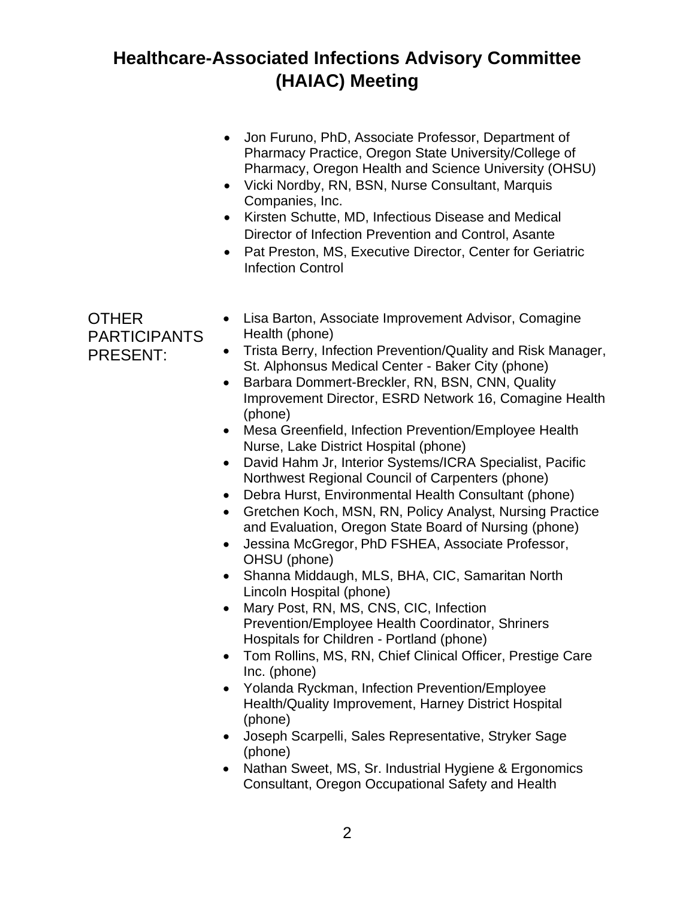# Healthcare-Associated Infections Advisory Committee (HAIAC) Meeting

- Jon Furuno, PhD, Associate Professor, Department of Pharmacy Practice, Oregon State University/College of Pharmacy, Oregon Health and Science University (OHSU)
- Vicki Nordby, RN, BSN, Nurse Consultant, Marquis Companies, Inc.
- Kirsten Schutte, MD, Infectious Disease and Medical Director of Infection Prevention and Control, Asante
- Pat Preston, MS, Executive Director, Center for Geriatric Infection Control

OTHER PARTICIPANTS PRESENT:

- Lisa Barton, Associate Improvement Advisor, Comagine Health (phone)
- Trista Berry, Infection Prevention/Quality and Risk Manager, St. Alphonsus Medical Center - Baker City (phone)
- Barbara Dommert-Breckler, RN, BSN, CNN, Quality Improvement Director, ESRD Network 16, Comagine Health (phone)
- Mesa Greenfield, Infection Prevention/Employee Health Nurse, Lake District Hospital (phone)
- David Hahm Jr, Interior Systems/ICRA Specialist, Pacific Northwest Regional Council of Carpenters (phone)
- Debra Hurst, Environmental Health Consultant (phone)
- Gretchen Koch, MSN, RN, Policy Analyst, Nursing Practice and Evaluation, Oregon State Board of Nursing (phone)
- Jessina McGregor, PhD FSHEA, Associate Professor, OHSU (phone)
- Shanna Middaugh, MLS, BHA, CIC, Samaritan North Lincoln Hospital (phone)
- Mary Post, RN, MS, CNS, CIC, Infection Prevention/Employee Health Coordinator, Shriners Hospitals for Children - Portland (phone)
- Tom Rollins, MS, RN, Chief Clinical Officer, Prestige Care Inc. (phone)
- Yolanda Ryckman, Infection Prevention/Employee Health/Quality Improvement, Harney District Hospital (phone)
- Joseph Scarpelli, Sales Representative, Stryker Sage (phone)
- Nathan Sweet, MS, Sr. Industrial Hygiene & Ergonomics Consultant, Oregon Occupational Safety and Health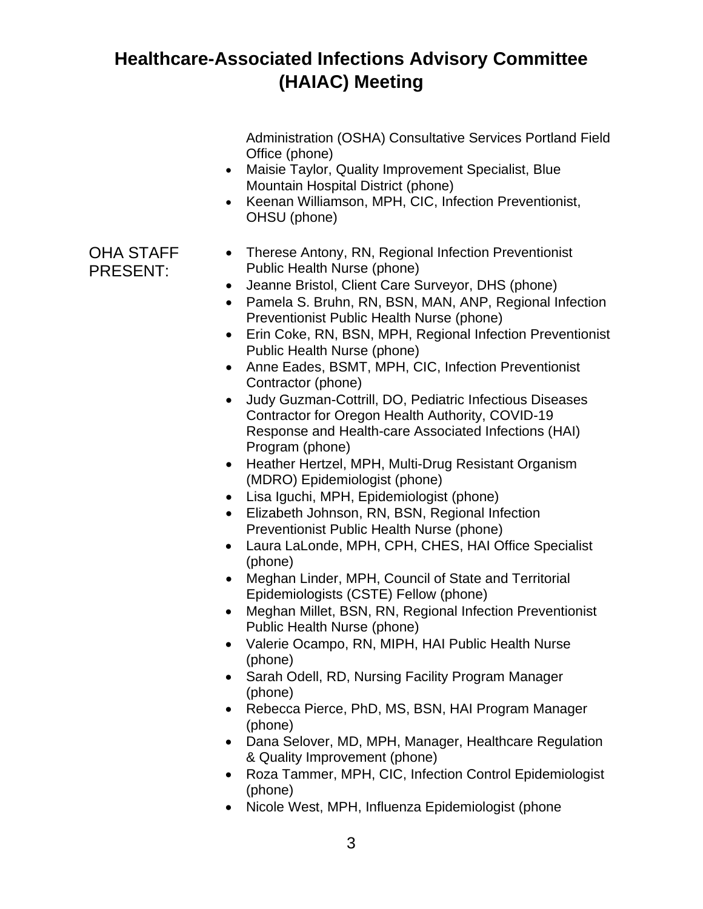Administration (OSHA) Consultative Services Portland Field Office (phone)

- Maisie Taylor, Quality Improvement Specialist, Blue Mountain Hospital District (phone)
- Keenan Williamson, MPH, CIC, Infection Preventionist, OHSU (phone)

OHA STAFF PRESENT:

- Therese Antony, RN, Regional Infection Preventionist Public Health Nurse (phone)
- Jeanne Bristol, Client Care Surveyor, DHS (phone)
- Pamela S. Bruhn, RN, BSN, MAN, ANP, Regional Infection Preventionist Public Health Nurse (phone)
- Erin Coke, RN, BSN, MPH, Regional Infection Preventionist Public Health Nurse (phone)
- Anne Eades, BSMT, MPH, CIC, Infection Preventionist Contractor (phone)
- Judy Guzman-Cottrill, DO, Pediatric Infectious Diseases Contractor for Oregon Health Authority, COVID-19 Response and Health-care Associated Infections (HAI) Program (phone)
- Heather Hertzel, MPH, Multi-Drug Resistant Organism (MDRO) Epidemiologist (phone)
- Lisa Iguchi, MPH, Epidemiologist (phone)
- Elizabeth Johnson, RN, BSN, Regional Infection Preventionist Public Health Nurse (phone)
- Laura LaLonde, MPH, CPH, CHES, HAI Office Specialist (phone)
- Meghan Linder, MPH, Council of State and Territorial Epidemiologists (CSTE) Fellow (phone)
- Meghan Millet, BSN, RN, Regional Infection Preventionist Public Health Nurse (phone)
- Valerie Ocampo, RN, MIPH, HAI Public Health Nurse (phone)
- Sarah Odell, RD, Nursing Facility Program Manager (phone)
- Rebecca Pierce, PhD, MS, BSN, HAI Program Manager (phone)
- Dana Selover, MD, MPH, Manager, Healthcare Regulation & Quality Improvement (phone)
- Roza Tammer, MPH, CIC, Infection Control Epidemiologist (phone)
- Nicole West, MPH, Influenza Epidemiologist (phone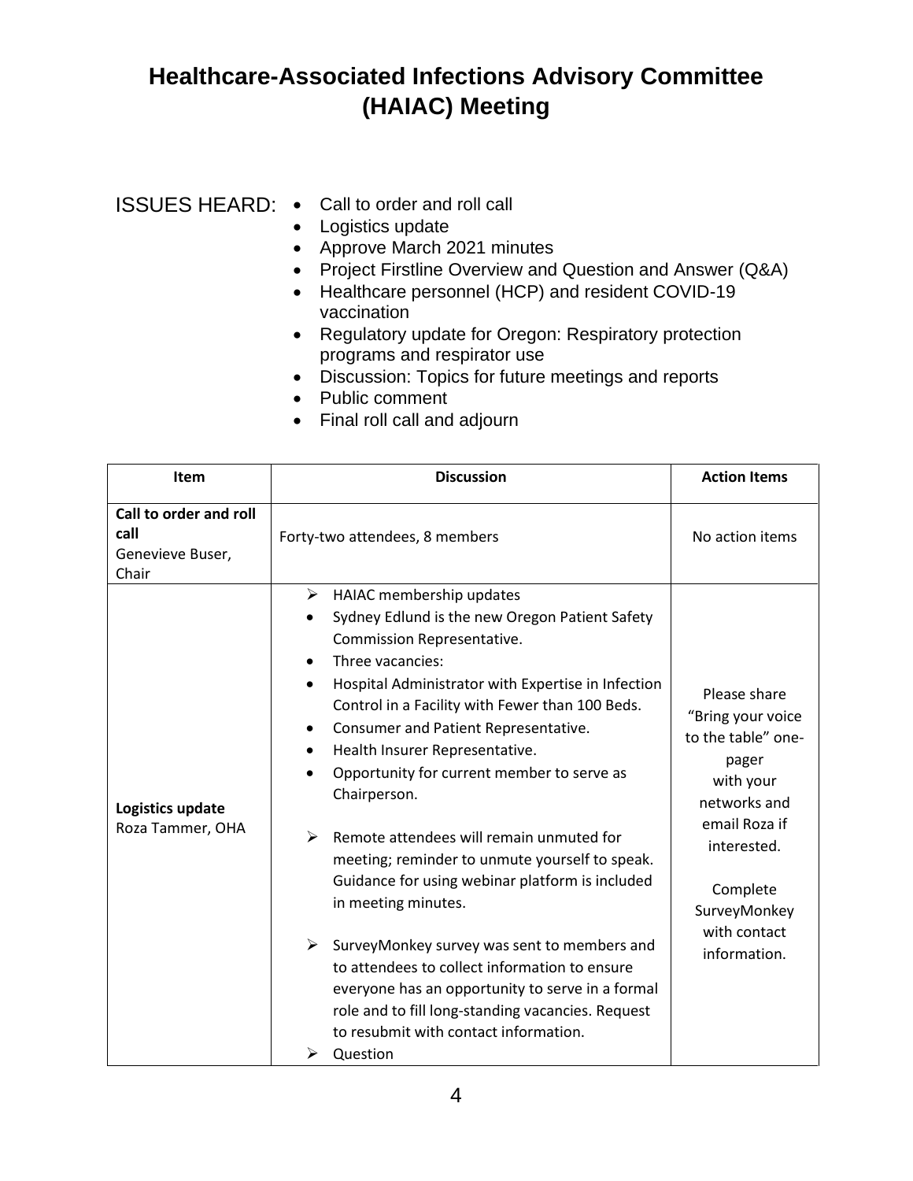# Healthcare-Associated Infections Advisory Committee (HAIAC) Meeting

ISSUES HEARD:

- Call to order and roll call
- Logistics update
- Approve March 2021 minutes
- Project Firstline Overview and Question and Answer (Q&A)
- Healthcare personnel (HCP) and resident COVID-19 vaccination
- Regulatory update for Oregon: Respiratory protection programs and respirator use
- Discussion: Topics for future meetings and reports
- Public comment
- Final roll call and adjourn

| Item | Discussion | Action Items |
|---|---|---|
| **Call to order and roll call**<br>Genevieve Buser, Chair | Forty-two attendees, 8 members | No action items |
| **Logistics update**<br>Roza Tammer, OHA | ➢ HAIAC membership updates<br>• Sydney Edlund is the new Oregon Patient Safety Commission Representative.<br>• Three vacancies:<br>• Hospital Administrator with Expertise in Infection Control in a Facility with Fewer than 100 Beds.<br>• Consumer and Patient Representative.<br>• Health Insurer Representative.<br>• Opportunity for current member to serve as Chairperson.<br><br>➢ Remote attendees will remain unmuted for meeting; reminder to unmute yourself to speak. Guidance for using webinar platform is included in meeting minutes.<br><br>➢ SurveyMonkey survey was sent to members and to attendees to collect information to ensure everyone has an opportunity to serve in a formal role and to fill long-standing vacancies. Request to resubmit with contact information.<br>➢ Question | Please share "Bring your voice to the table" one-pager with your networks and email Roza if interested.<br><br>Complete SurveyMonkey with contact information. |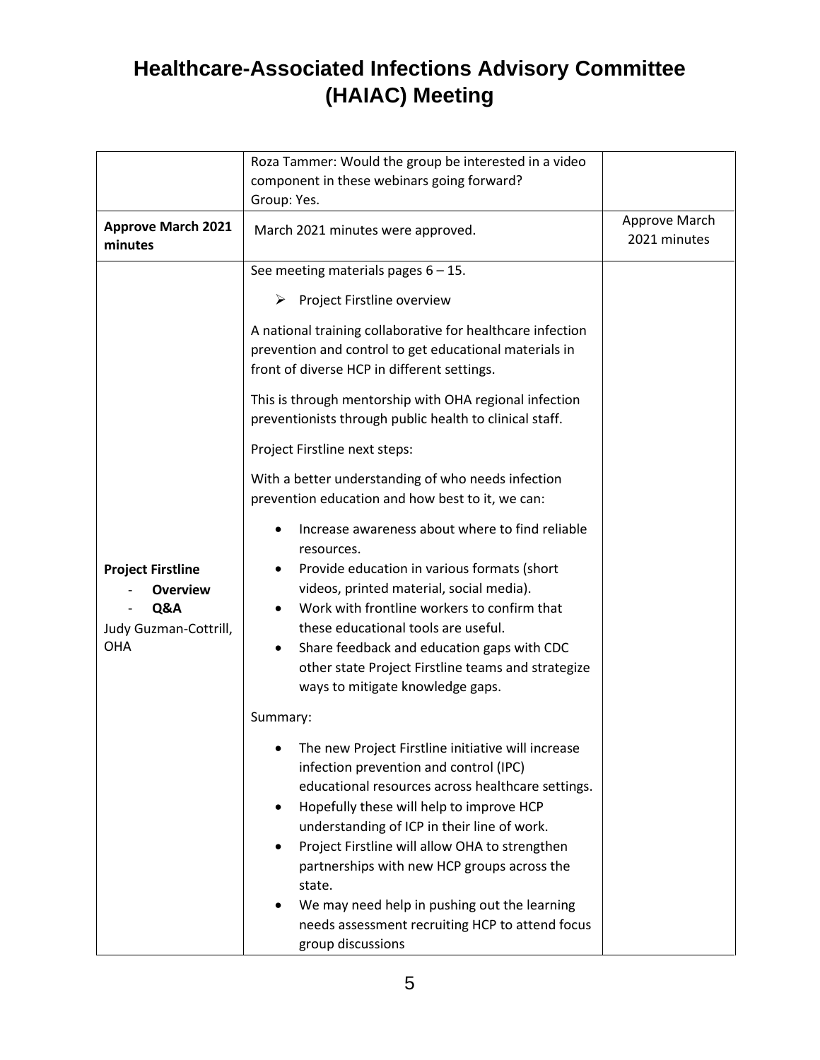# Healthcare-Associated Infections Advisory Committee (HAIAC) Meeting

| | | |
|---|---|---|
| | Roza Tammer: Would the group be interested in a video component in these webinars going forward?<br>Group: Yes. | |
| **Approve March 2021 minutes** | March 2021 minutes were approved. | Approve March 2021 minutes |
| **Project Firstline**<br>- **Overview**<br>- **Q&A**<br>Judy Guzman-Cottrill, OHA | See meeting materials pages 6 – 15.<br>➢ Project Firstline overview<br>A national training collaborative for healthcare infection prevention and control to get educational materials in front of diverse HCP in different settings.<br>This is through mentorship with OHA regional infection preventionists through public health to clinical staff.<br>Project Firstline next steps:<br>With a better understanding of who needs infection prevention education and how best to it, we can:<br>• Increase awareness about where to find reliable resources.<br>• Provide education in various formats (short videos, printed material, social media).<br>• Work with frontline workers to confirm that these educational tools are useful.<br>• Share feedback and education gaps with CDC other state Project Firstline teams and strategize ways to mitigate knowledge gaps.<br>Summary:<br>• The new Project Firstline initiative will increase infection prevention and control (IPC) educational resources across healthcare settings.<br>• Hopefully these will help to improve HCP understanding of ICP in their line of work.<br>• Project Firstline will allow OHA to strengthen partnerships with new HCP groups across the state.<br>• We may need help in pushing out the learning needs assessment recruiting HCP to attend focus group discussions | |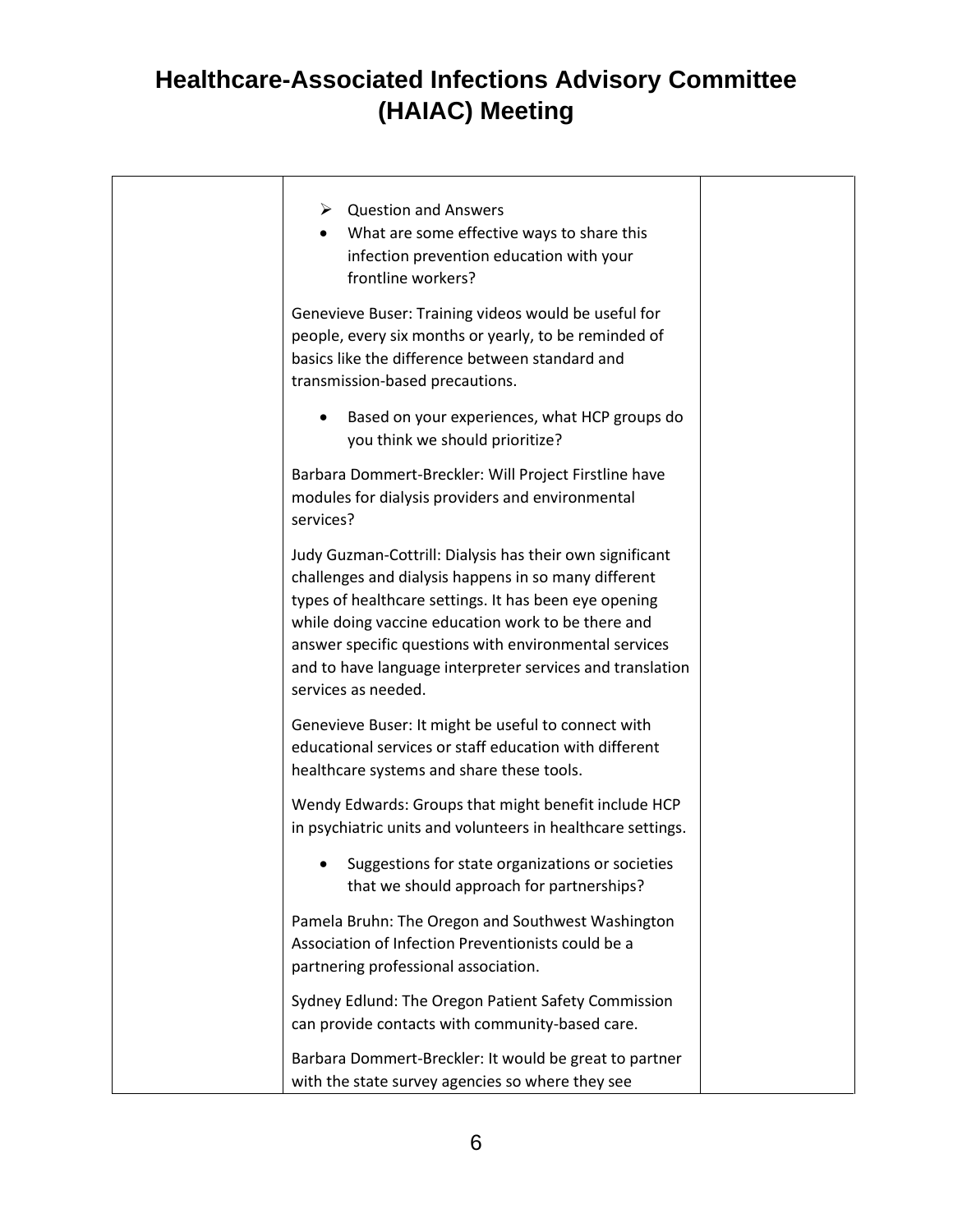# Healthcare-Associated Infections Advisory Committee (HAIAC) Meeting

| | | |
|---|---|---|
| | ➢ Question and Answers<br>• What are some effective ways to share this infection prevention education with your frontline workers?<br><br>Genevieve Buser: Training videos would be useful for people, every six months or yearly, to be reminded of basics like the difference between standard and transmission-based precautions.<br><br>• Based on your experiences, what HCP groups do you think we should prioritize?<br><br>Barbara Dommert-Breckler: Will Project Firstline have modules for dialysis providers and environmental services?<br><br>Judy Guzman-Cottrill: Dialysis has their own significant challenges and dialysis happens in so many different types of healthcare settings. It has been eye opening while doing vaccine education work to be there and answer specific questions with environmental services and to have language interpreter services and translation services as needed.<br><br>Genevieve Buser: It might be useful to connect with educational services or staff education with different healthcare systems and share these tools.<br><br>Wendy Edwards: Groups that might benefit include HCP in psychiatric units and volunteers in healthcare settings.<br><br>• Suggestions for state organizations or societies that we should approach for partnerships?<br><br>Pamela Bruhn: The Oregon and Southwest Washington Association of Infection Preventionists could be a partnering professional association.<br><br>Sydney Edlund: The Oregon Patient Safety Commission can provide contacts with community-based care.<br><br>Barbara Dommert-Breckler: It would be great to partner with the state survey agencies so where they see | |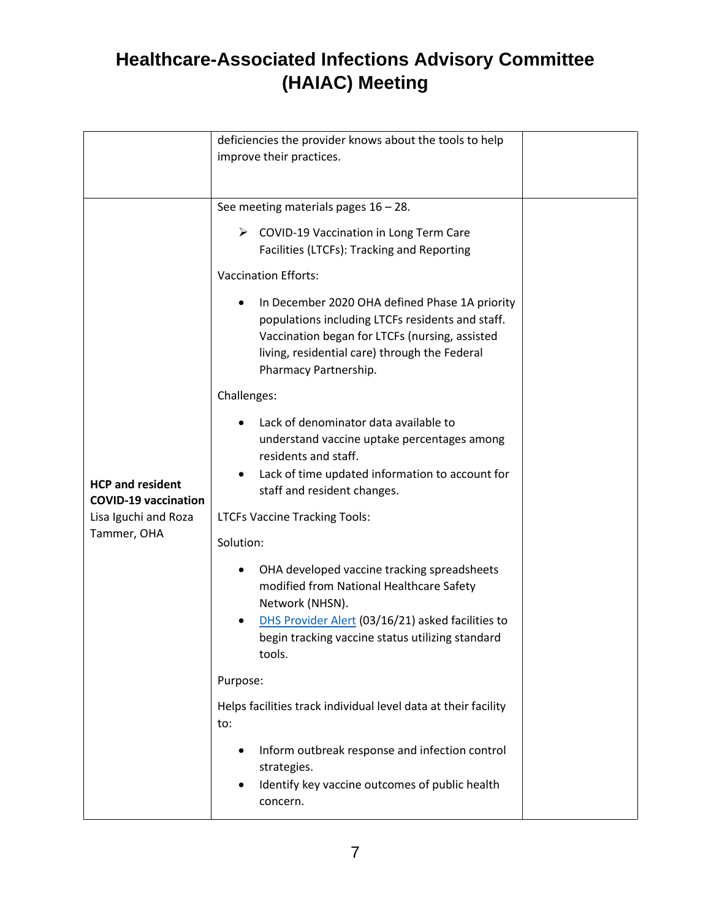# Healthcare-Associated Infections Advisory Committee (HAIAC) Meeting

| | | |
|---|---|---|
| | deficiencies the provider knows about the tools to help improve their practices. | |
| **HCP and resident COVID-19 vaccination**<br>Lisa Iguchi and Roza Tammer, OHA | See meeting materials pages 16 – 28.<br><br>➢ COVID-19 Vaccination in Long Term Care Facilities (LTCFs): Tracking and Reporting<br><br>Vaccination Efforts:<br><br>• In December 2020 OHA defined Phase 1A priority populations including LTCFs residents and staff. Vaccination began for LTCFs (nursing, assisted living, residential care) through the Federal Pharmacy Partnership.<br><br>Challenges:<br><br>• Lack of denominator data available to understand vaccine uptake percentages among residents and staff.<br>• Lack of time updated information to account for staff and resident changes.<br><br>LTCFs Vaccine Tracking Tools:<br><br>Solution:<br><br>• OHA developed vaccine tracking spreadsheets modified from National Healthcare Safety Network (NHSN).<br>• DHS Provider Alert (03/16/21) asked facilities to begin tracking vaccine status utilizing standard tools.<br><br>Purpose:<br><br>Helps facilities track individual level data at their facility to:<br><br>• Inform outbreak response and infection control strategies.<br>• Identify key vaccine outcomes of public health concern. | |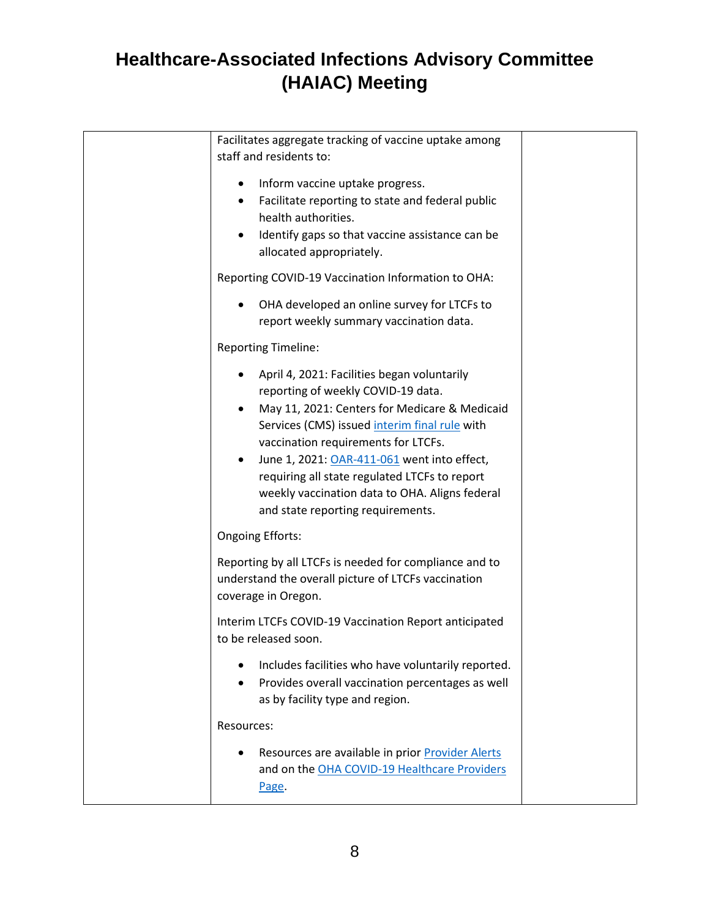| | | |
|---|---|---|
| | Facilitates aggregate tracking of vaccine uptake among staff and residents to:<br><br>• Inform vaccine uptake progress.<br>• Facilitate reporting to state and federal public health authorities.<br>• Identify gaps so that vaccine assistance can be allocated appropriately.<br><br>Reporting COVID-19 Vaccination Information to OHA:<br><br>• OHA developed an online survey for LTCFs to report weekly summary vaccination data.<br><br>Reporting Timeline:<br><br>• April 4, 2021: Facilities began voluntarily reporting of weekly COVID-19 data.<br>• May 11, 2021: Centers for Medicare & Medicaid Services (CMS) issued interim final rule with vaccination requirements for LTCFs.<br>• June 1, 2021: OAR-411-061 went into effect, requiring all state regulated LTCFs to report weekly vaccination data to OHA. Aligns federal and state reporting requirements.<br><br>Ongoing Efforts:<br><br>Reporting by all LTCFs is needed for compliance and to understand the overall picture of LTCFs vaccination coverage in Oregon.<br><br>Interim LTCFs COVID-19 Vaccination Report anticipated to be released soon.<br><br>• Includes facilities who have voluntarily reported.<br>• Provides overall vaccination percentages as well as by facility type and region.<br><br>Resources:<br><br>• Resources are available in prior Provider Alerts and on the OHA COVID-19 Healthcare Providers Page. | |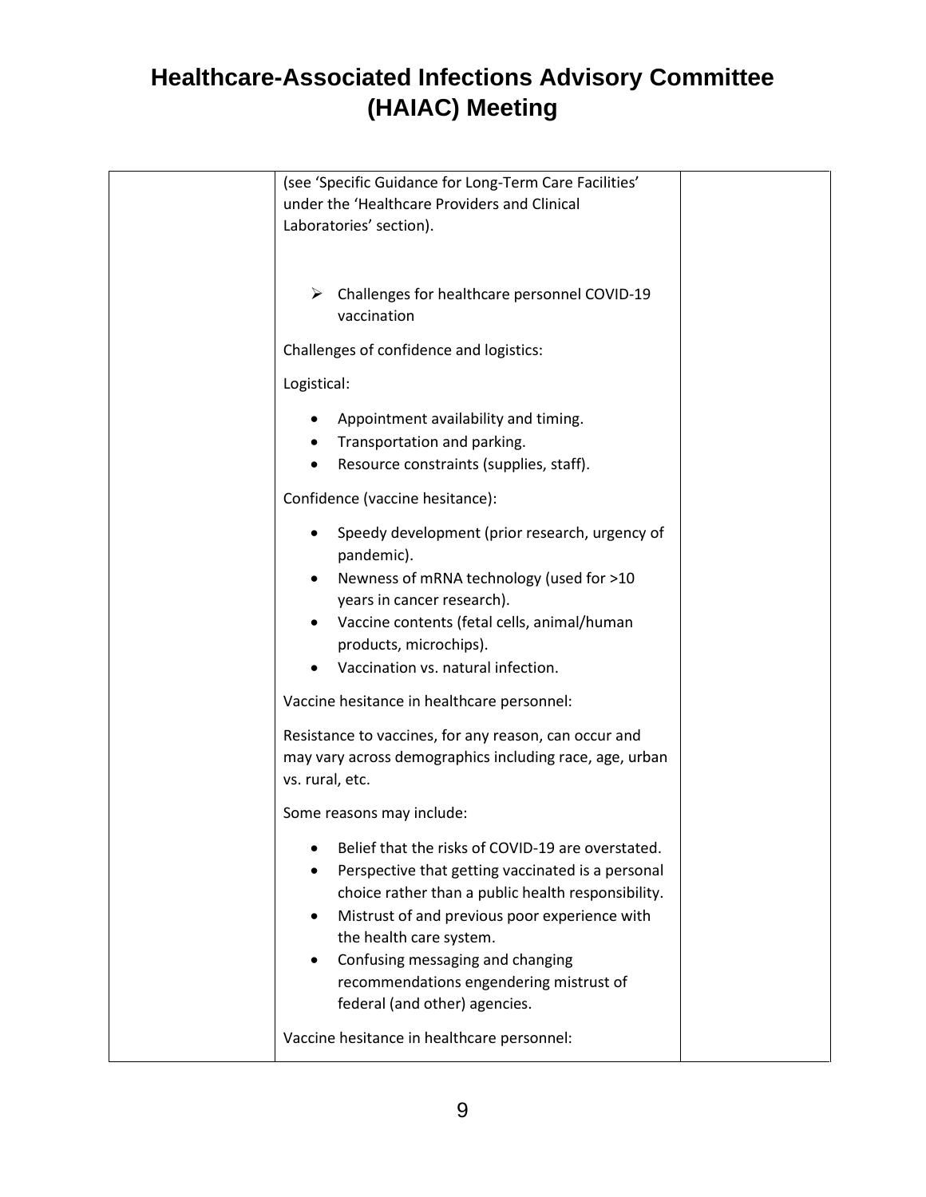# Healthcare-Associated Infections Advisory Committee (HAIAC) Meeting

| | | |
|---|---|---|
| | (see 'Specific Guidance for Long-Term Care Facilities' under the 'Healthcare Providers and Clinical Laboratories' section).<br><br>➢ Challenges for healthcare personnel COVID-19 vaccination<br><br>Challenges of confidence and logistics:<br><br>Logistical:<br>• Appointment availability and timing.<br>• Transportation and parking.<br>• Resource constraints (supplies, staff).<br><br>Confidence (vaccine hesitance):<br>• Speedy development (prior research, urgency of pandemic).<br>• Newness of mRNA technology (used for >10 years in cancer research).<br>• Vaccine contents (fetal cells, animal/human products, microchips).<br>• Vaccination vs. natural infection.<br><br>Vaccine hesitance in healthcare personnel:<br><br>Resistance to vaccines, for any reason, can occur and may vary across demographics including race, age, urban vs. rural, etc.<br><br>Some reasons may include:<br>• Belief that the risks of COVID-19 are overstated.<br>• Perspective that getting vaccinated is a personal choice rather than a public health responsibility.<br>• Mistrust of and previous poor experience with the health care system.<br>• Confusing messaging and changing recommendations engendering mistrust of federal (and other) agencies.<br><br>Vaccine hesitance in healthcare personnel: | |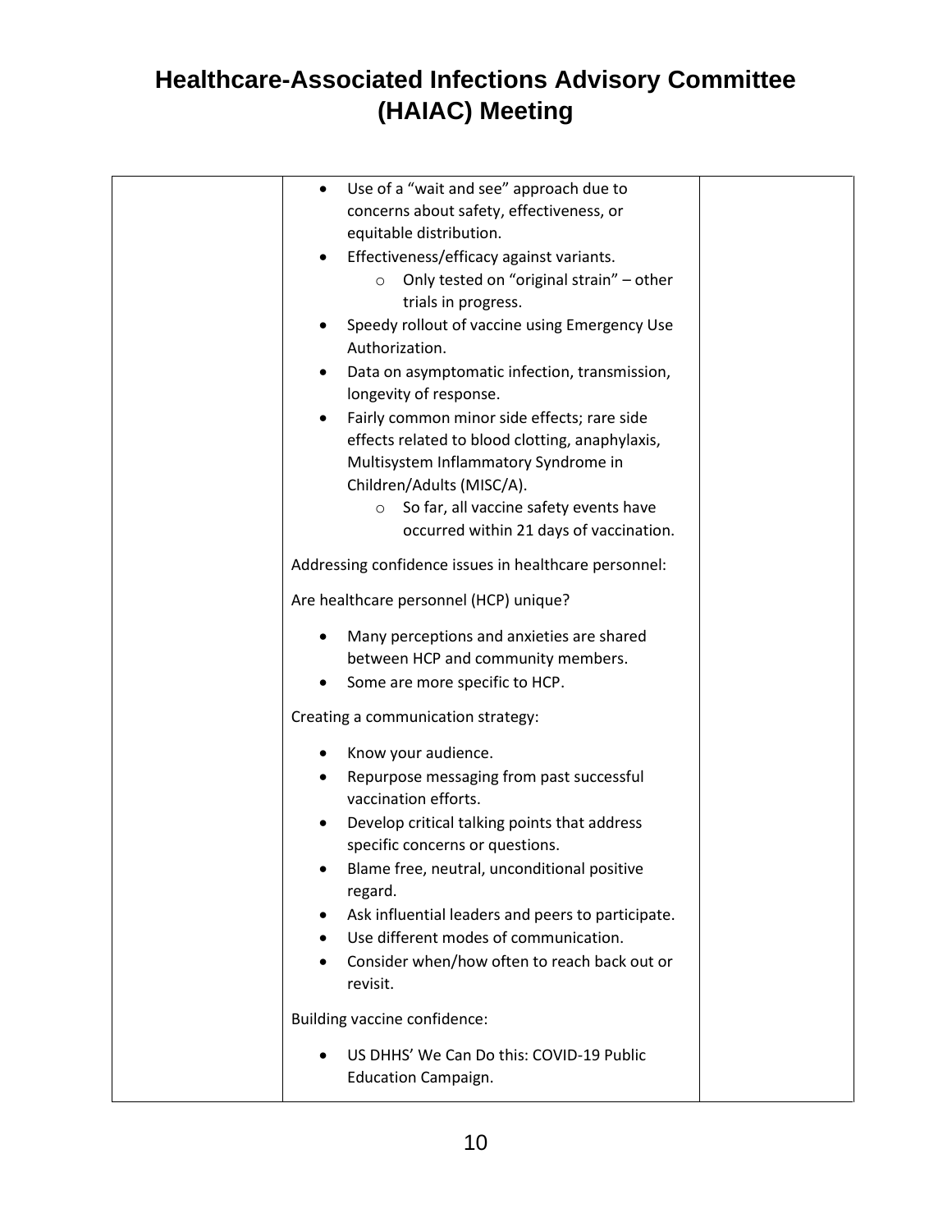# Healthcare-Associated Infections Advisory Committee (HAIAC) Meeting

| | | |
|---|---|---|
| | • Use of a "wait and see" approach due to concerns about safety, effectiveness, or equitable distribution.<br>• Effectiveness/efficacy against variants.<br>  ○ Only tested on "original strain" – other trials in progress.<br>• Speedy rollout of vaccine using Emergency Use Authorization.<br>• Data on asymptomatic infection, transmission, longevity of response.<br>• Fairly common minor side effects; rare side effects related to blood clotting, anaphylaxis, Multisystem Inflammatory Syndrome in Children/Adults (MISC/A).<br>  ○ So far, all vaccine safety events have occurred within 21 days of vaccination.<br><br>Addressing confidence issues in healthcare personnel:<br><br>Are healthcare personnel (HCP) unique?<br><br>• Many perceptions and anxieties are shared between HCP and community members.<br>• Some are more specific to HCP.<br><br>Creating a communication strategy:<br><br>• Know your audience.<br>• Repurpose messaging from past successful vaccination efforts.<br>• Develop critical talking points that address specific concerns or questions.<br>• Blame free, neutral, unconditional positive regard.<br>• Ask influential leaders and peers to participate.<br>• Use different modes of communication.<br>• Consider when/how often to reach back out or revisit.<br><br>Building vaccine confidence:<br><br>• US DHHS' We Can Do this: COVID-19 Public Education Campaign. | |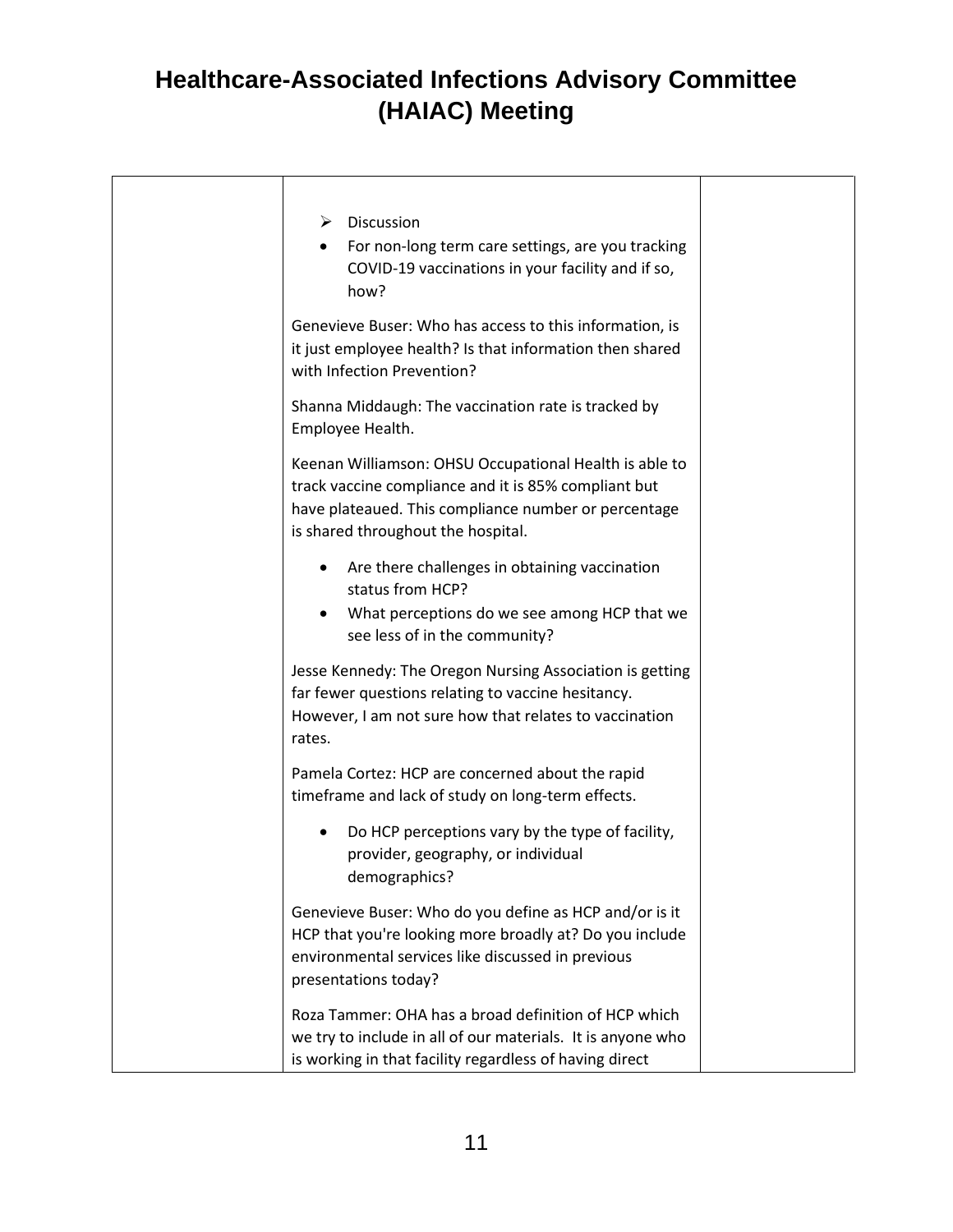# Healthcare-Associated Infections Advisory Committee (HAIAC) Meeting

| | | |
|---|---|---|
| | ➢ Discussion<br>• For non-long term care settings, are you tracking COVID-19 vaccinations in your facility and if so, how?<br><br>Genevieve Buser: Who has access to this information, is it just employee health? Is that information then shared with Infection Prevention?<br><br>Shanna Middaugh: The vaccination rate is tracked by Employee Health.<br><br>Keenan Williamson: OHSU Occupational Health is able to track vaccine compliance and it is 85% compliant but have plateaued. This compliance number or percentage is shared throughout the hospital.<br><br>• Are there challenges in obtaining vaccination status from HCP?<br>• What perceptions do we see among HCP that we see less of in the community?<br><br>Jesse Kennedy: The Oregon Nursing Association is getting far fewer questions relating to vaccine hesitancy. However, I am not sure how that relates to vaccination rates.<br><br>Pamela Cortez: HCP are concerned about the rapid timeframe and lack of study on long-term effects.<br><br>• Do HCP perceptions vary by the type of facility, provider, geography, or individual demographics?<br><br>Genevieve Buser: Who do you define as HCP and/or is it HCP that you're looking more broadly at? Do you include environmental services like discussed in previous presentations today?<br><br>Roza Tammer: OHA has a broad definition of HCP which we try to include in all of our materials. It is anyone who is working in that facility regardless of having direct | |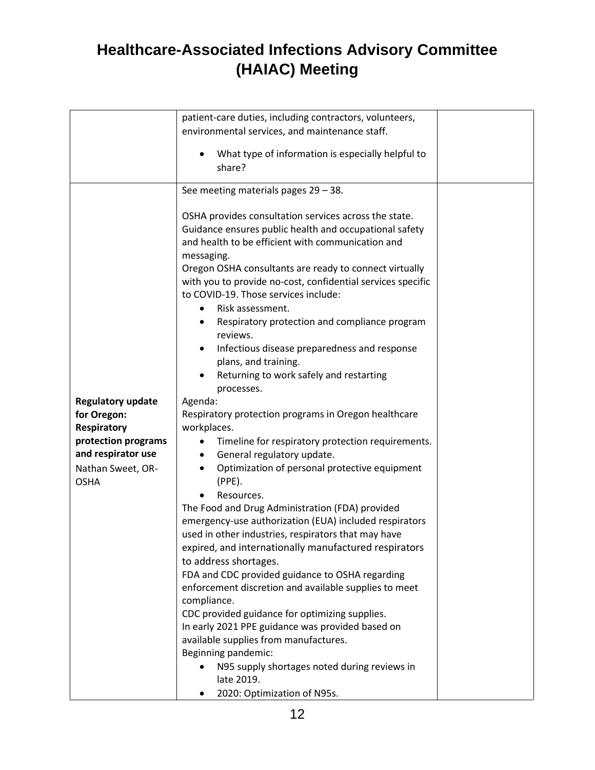# Healthcare-Associated Infections Advisory Committee (HAIAC) Meeting

| | | |
|---|---|---|
| | patient-care duties, including contractors, volunteers, environmental services, and maintenance staff.<br><br>• What type of information is especially helpful to share? | |
| **Regulatory update for Oregon: Respiratory protection programs and respirator use**<br>Nathan Sweet, OR-OSHA | See meeting materials pages 29 – 38.<br><br>OSHA provides consultation services across the state. Guidance ensures public health and occupational safety and health to be efficient with communication and messaging.<br>Oregon OSHA consultants are ready to connect virtually with you to provide no-cost, confidential services specific to COVID-19. Those services include:<br>• Risk assessment.<br>• Respiratory protection and compliance program reviews.<br>• Infectious disease preparedness and response plans, and training.<br>• Returning to work safely and restarting processes.<br>Agenda:<br>Respiratory protection programs in Oregon healthcare workplaces.<br>• Timeline for respiratory protection requirements.<br>• General regulatory update.<br>• Optimization of personal protective equipment (PPE).<br>• Resources.<br>The Food and Drug Administration (FDA) provided emergency-use authorization (EUA) included respirators used in other industries, respirators that may have expired, and internationally manufactured respirators to address shortages.<br>FDA and CDC provided guidance to OSHA regarding enforcement discretion and available supplies to meet compliance.<br>CDC provided guidance for optimizing supplies.<br>In early 2021 PPE guidance was provided based on available supplies from manufactures.<br>Beginning pandemic:<br>• N95 supply shortages noted during reviews in late 2019.<br>• 2020: Optimization of N95s. | |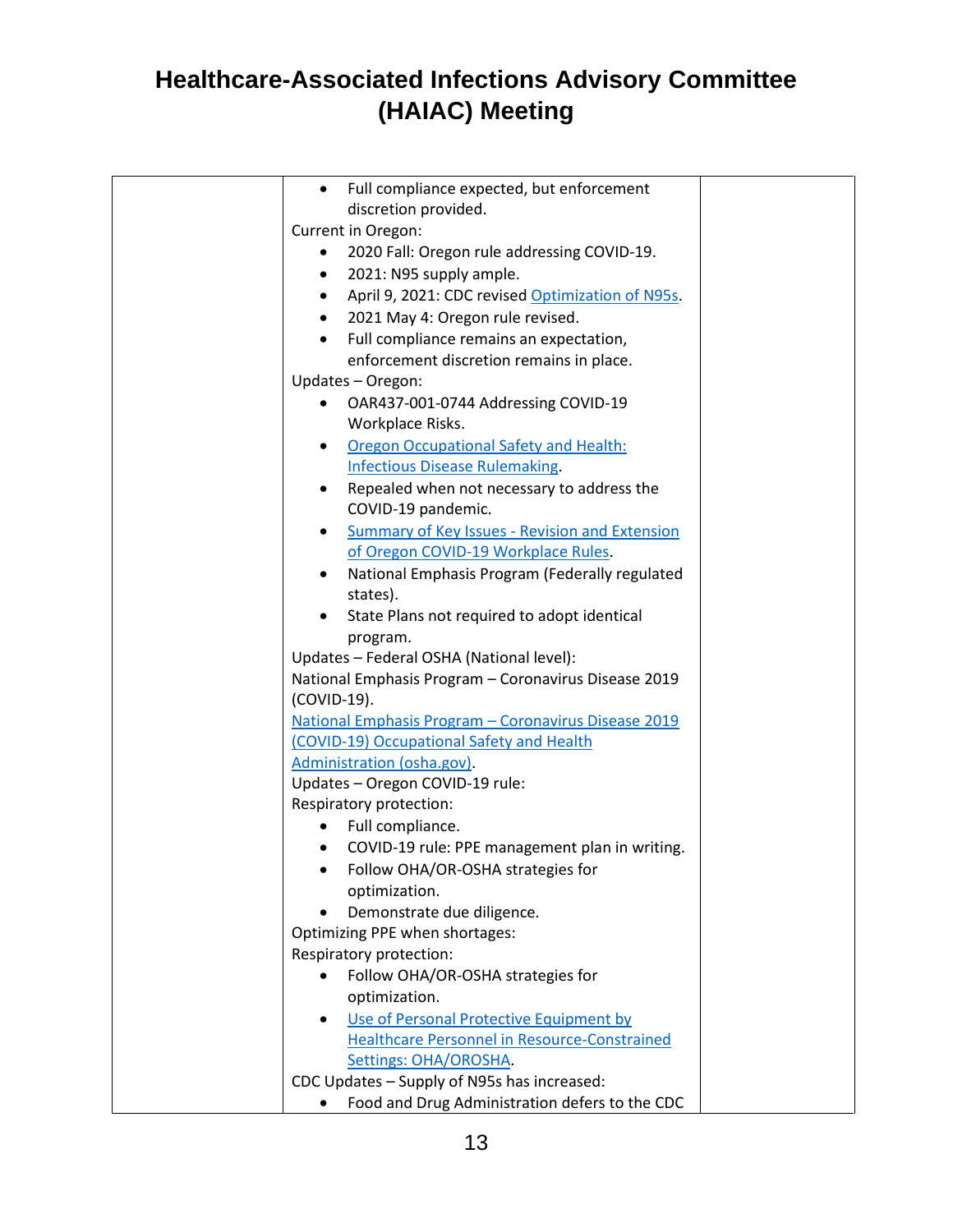# Healthcare-Associated Infections Advisory Committee (HAIAC) Meeting

| | | |
|---|---|---|
| | • Full compliance expected, but enforcement discretion provided.<br>Current in Oregon:<br>• 2020 Fall: Oregon rule addressing COVID-19.<br>• 2021: N95 supply ample.<br>• April 9, 2021: CDC revised Optimization of N95s.<br>• 2021 May 4: Oregon rule revised.<br>• Full compliance remains an expectation, enforcement discretion remains in place.<br>Updates – Oregon:<br>• OAR437-001-0744 Addressing COVID-19 Workplace Risks.<br>• Oregon Occupational Safety and Health: Infectious Disease Rulemaking.<br>• Repealed when not necessary to address the COVID-19 pandemic.<br>• Summary of Key Issues - Revision and Extension of Oregon COVID-19 Workplace Rules.<br>• National Emphasis Program (Federally regulated states).<br>• State Plans not required to adopt identical program.<br>Updates – Federal OSHA (National level):<br>National Emphasis Program – Coronavirus Disease 2019 (COVID-19).<br>National Emphasis Program – Coronavirus Disease 2019 (COVID-19) Occupational Safety and Health Administration (osha.gov).<br>Updates – Oregon COVID-19 rule:<br>Respiratory protection:<br>• Full compliance.<br>• COVID-19 rule: PPE management plan in writing.<br>• Follow OHA/OR-OSHA strategies for optimization.<br>• Demonstrate due diligence.<br>Optimizing PPE when shortages:<br>Respiratory protection:<br>• Follow OHA/OR-OSHA strategies for optimization.<br>• Use of Personal Protective Equipment by Healthcare Personnel in Resource-Constrained Settings: OHA/OROSHA.<br>CDC Updates – Supply of N95s has increased:<br>• Food and Drug Administration defers to the CDC | |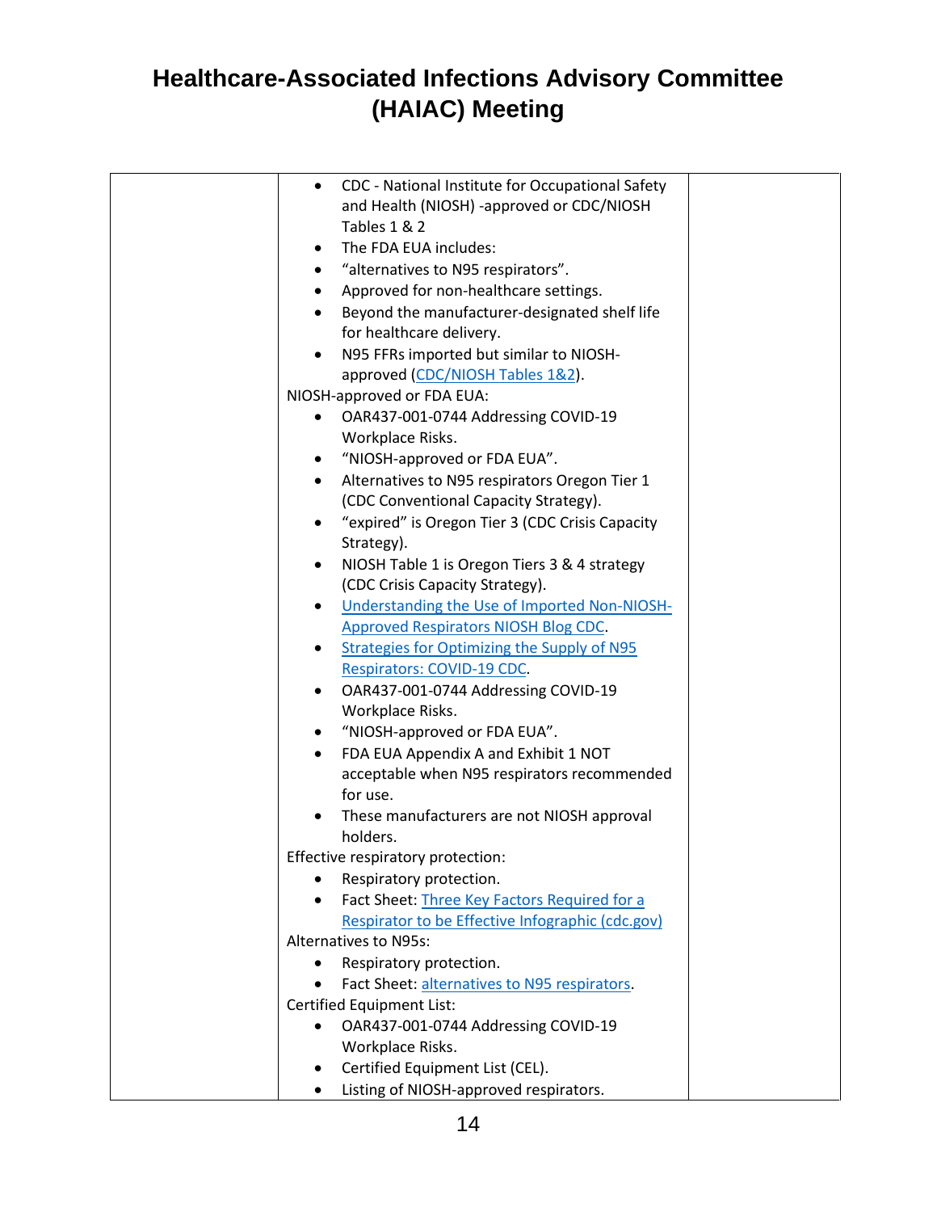# Healthcare-Associated Infections Advisory Committee (HAIAC) Meeting

| | | |
|---|---|---|
| | <ul><li>CDC - National Institute for Occupational Safety and Health (NIOSH) -approved or CDC/NIOSH Tables 1 & 2</li><li>The FDA EUA includes:</li><li>"alternatives to N95 respirators".</li><li>Approved for non-healthcare settings.</li><li>Beyond the manufacturer-designated shelf life for healthcare delivery.</li><li>N95 FFRs imported but similar to NIOSH-approved (CDC/NIOSH Tables 1&2).</li></ul>NIOSH-approved or FDA EUA:<ul><li>OAR437-001-0744 Addressing COVID-19 Workplace Risks.</li><li>"NIOSH-approved or FDA EUA".</li><li>Alternatives to N95 respirators Oregon Tier 1 (CDC Conventional Capacity Strategy).</li><li>"expired" is Oregon Tier 3 (CDC Crisis Capacity Strategy).</li><li>NIOSH Table 1 is Oregon Tiers 3 & 4 strategy (CDC Crisis Capacity Strategy).</li><li>Understanding the Use of Imported Non-NIOSH-Approved Respirators NIOSH Blog CDC.</li><li>Strategies for Optimizing the Supply of N95 Respirators: COVID-19 CDC.</li><li>OAR437-001-0744 Addressing COVID-19 Workplace Risks.</li><li>"NIOSH-approved or FDA EUA".</li><li>FDA EUA Appendix A and Exhibit 1 NOT acceptable when N95 respirators recommended for use.</li><li>These manufacturers are not NIOSH approval holders.</li></ul>Effective respiratory protection:<ul><li>Respiratory protection.</li><li>Fact Sheet: Three Key Factors Required for a Respirator to be Effective Infographic (cdc.gov)</li></ul>Alternatives to N95s:<ul><li>Respiratory protection.</li><li>Fact Sheet: alternatives to N95 respirators.</li></ul>Certified Equipment List:<ul><li>OAR437-001-0744 Addressing COVID-19 Workplace Risks.</li><li>Certified Equipment List (CEL).</li><li>Listing of NIOSH-approved respirators.</li></ul> | |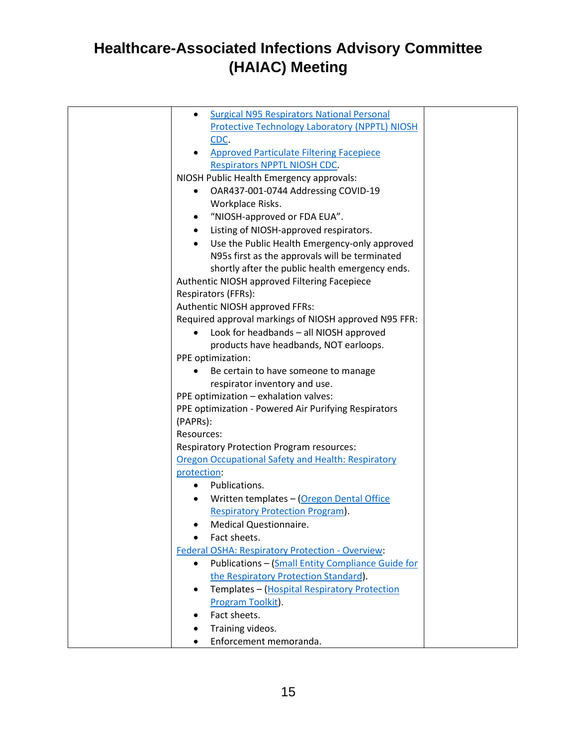# Healthcare-Associated Infections Advisory Committee (HAIAC) Meeting

| | | |
|---|---|---|
| | • Surgical N95 Respirators National Personal Protective Technology Laboratory (NPPTL) NIOSH CDC.<br>• Approved Particulate Filtering Facepiece Respirators NPPTL NIOSH CDC.<br>NIOSH Public Health Emergency approvals:<br>• OAR437-001-0744 Addressing COVID-19 Workplace Risks.<br>• "NIOSH-approved or FDA EUA".<br>• Listing of NIOSH-approved respirators.<br>• Use the Public Health Emergency-only approved N95s first as the approvals will be terminated shortly after the public health emergency ends.<br>Authentic NIOSH approved Filtering Facepiece Respirators (FFRs):<br>Authentic NIOSH approved FFRs:<br>Required approval markings of NIOSH approved N95 FFR:<br>• Look for headbands – all NIOSH approved products have headbands, NOT earloops.<br>PPE optimization:<br>• Be certain to have someone to manage respirator inventory and use.<br>PPE optimization – exhalation valves:<br>PPE optimization - Powered Air Purifying Respirators (PAPRs):<br>Resources:<br>Respiratory Protection Program resources:<br>Oregon Occupational Safety and Health: Respiratory protection:<br>• Publications.<br>• Written templates – (Oregon Dental Office Respiratory Protection Program).<br>• Medical Questionnaire.<br>• Fact sheets.<br>Federal OSHA: Respiratory Protection - Overview:<br>• Publications – (Small Entity Compliance Guide for the Respiratory Protection Standard).<br>• Templates – (Hospital Respiratory Protection Program Toolkit).<br>• Fact sheets.<br>• Training videos.<br>• Enforcement memoranda. | |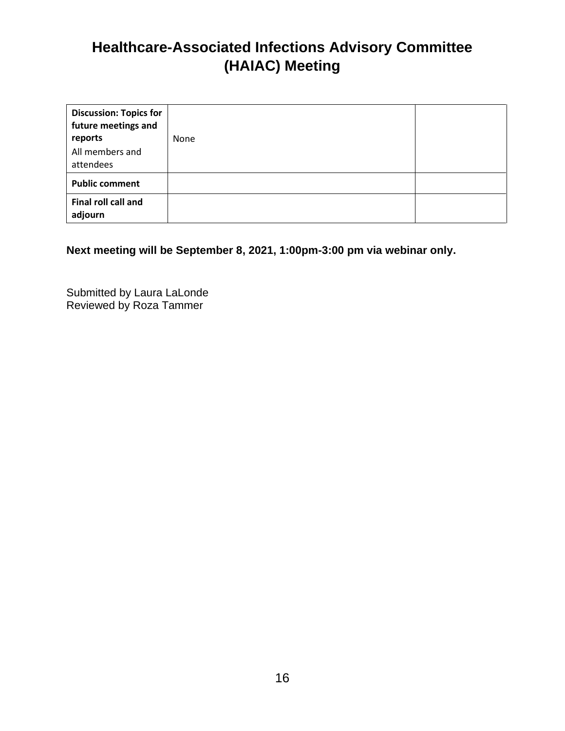# Healthcare-Associated Infections Advisory Committee (HAIAC) Meeting

| | | |
|---|---|---|
| **Discussion: Topics for future meetings and reports**<br>All members and attendees | None | |
| **Public comment** | | |
| **Final roll call and adjourn** | | |

**Next meeting will be September 8, 2021, 1:00pm-3:00 pm via webinar only.**

Submitted by Laura LaLonde
Reviewed by Roza Tammer